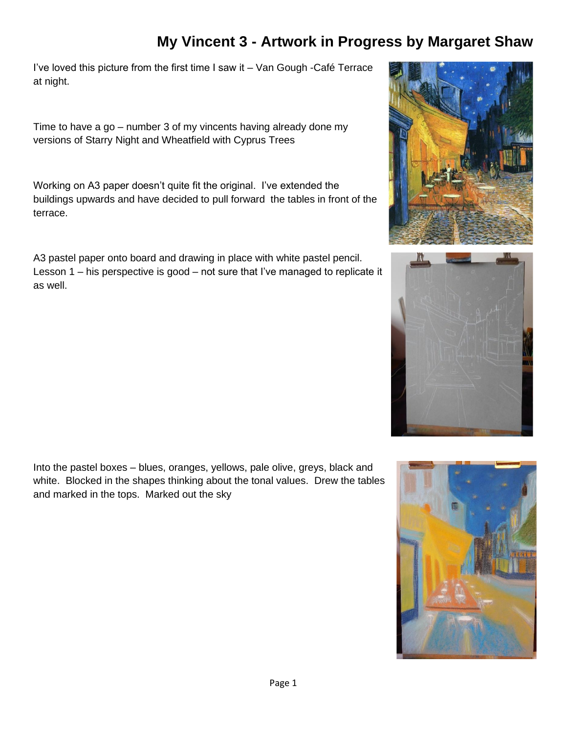# My Vincent 3 - Artwork in Progress by Margaret Shaw

I've loved this picture from the first time I saw it – Van Gough -Café Terrace at night.

Time to have a go – number 3 of my vincents having already done my versions of Starry Night and Wheatfield with Cyprus Trees

Working on A3 paper doesn't quite fit the original. I've extended the buildings upwards and have decided to pull forward the tables in front of the terrace.

A3 pastel paper onto board and drawing in place with white pastel pencil. Lesson 1 – his perspective is good – not sure that I've managed to replicate it as well.

Into the pastel boxes – blues, oranges, yellows, pale olive, greys, black and white. Blocked in the shapes thinking about the tonal values. Drew the tables and marked in the tops. Marked out the sky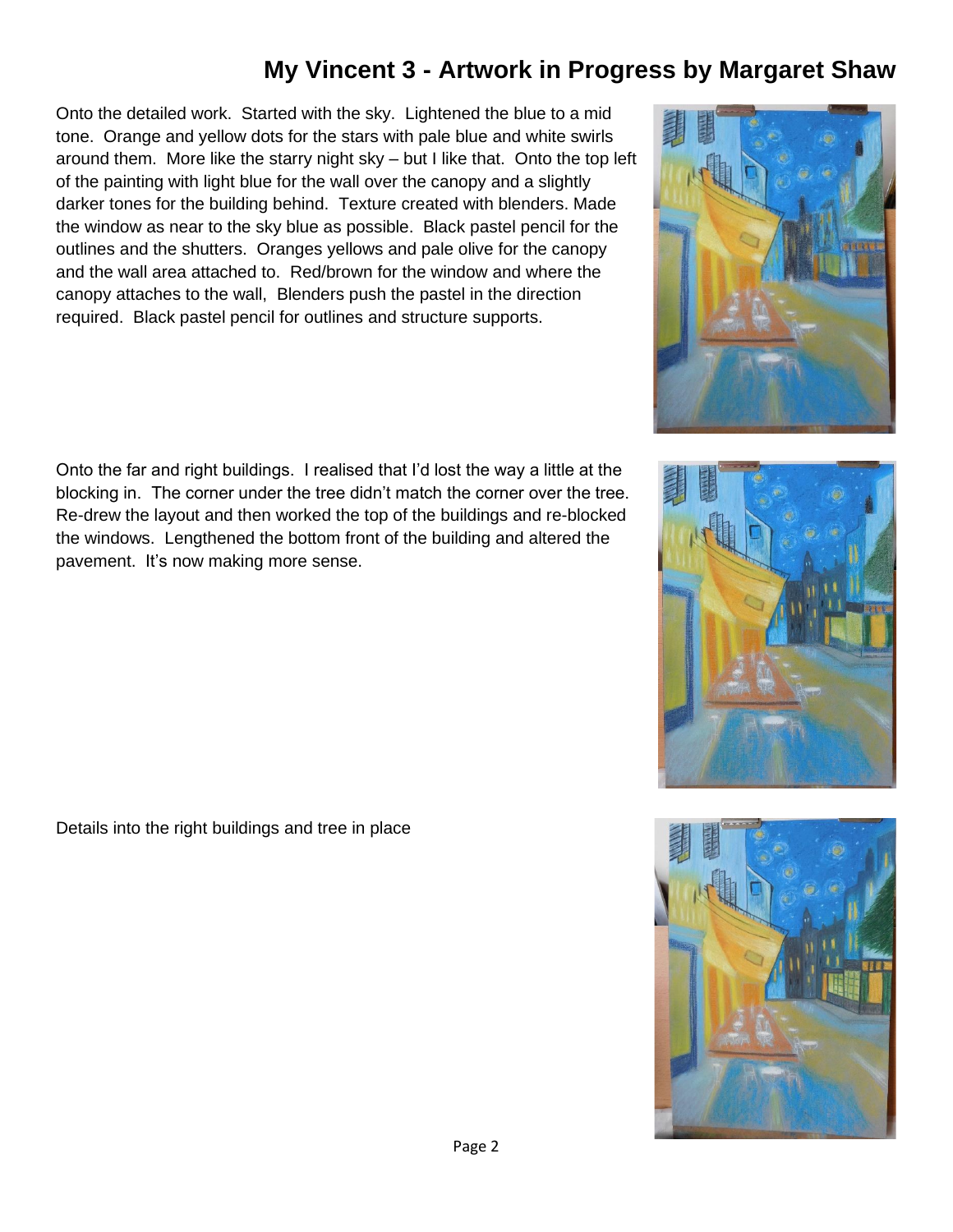# My Vincent 3 - Artwork in Progress by Margaret Shaw

Onto the detailed work. Started with the sky. Lightened the blue to a mid tone. Orange and yellow dots for the stars with pale blue and white swirls around them. More like the starry night sky – but I like that. Onto the top left of the painting with light blue for the wall over the canopy and a slightly darker tones for the building behind. Texture created with blenders. Made the window as near to the sky blue as possible. Black pastel pencil for the outlines and the shutters. Oranges yellows and pale olive for the canopy and the wall area attached to. Red/brown for the window and where the canopy attaches to the wall, Blenders push the pastel in the direction required. Black pastel pencil for outlines and structure supports.

Onto the far and right buildings. I realised that I'd lost the way a little at the blocking in. The corner under the tree didn't match the corner over the tree. Re-drew the layout and then worked the top of the buildings and re-blocked the windows. Lengthened the bottom front of the building and altered the pavement. It's now making more sense.

Details into the right buildings and tree in place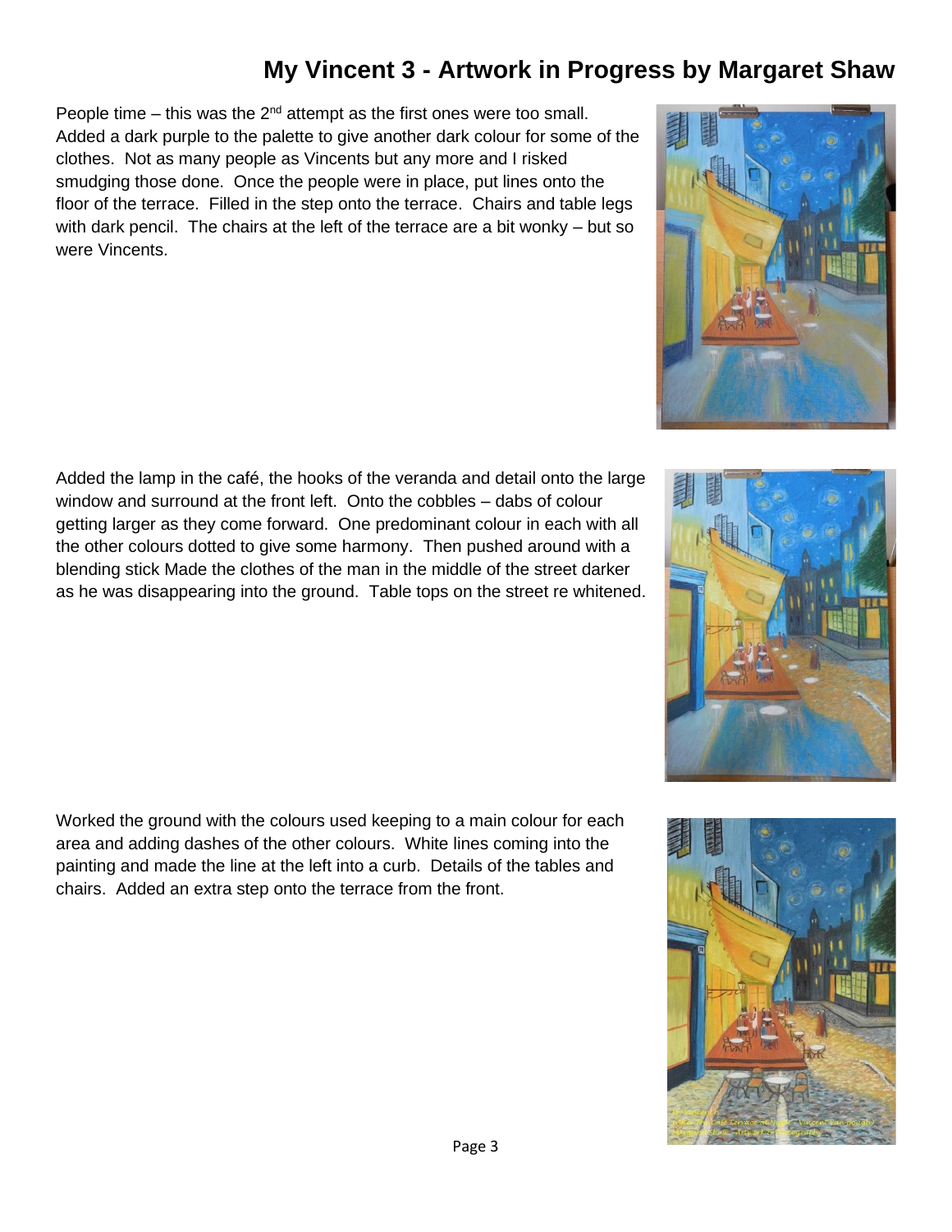# My Vincent 3 - Artwork in Progress by Margaret Shaw

People time – this was the 2nd attempt as the first ones were too small. Added a dark purple to the palette to give another dark colour for some of the clothes. Not as many people as Vincents but any more and I risked smudging those done. Once the people were in place, put lines onto the floor of the terrace. Filled in the step onto the terrace. Chairs and table legs with dark pencil. The chairs at the left of the terrace are a bit wonky – but so were Vincents.

Added the lamp in the café, the hooks of the veranda and detail onto the large window and surround at the front left. Onto the cobbles – dabs of colour getting larger as they come forward. One predominant colour in each with all the other colours dotted to give some harmony. Then pushed around with a blending stick Made the clothes of the man in the middle of the street darker as he was disappearing into the ground. Table tops on the street re whitened.

Worked the ground with the colours used keeping to a main colour for each area and adding dashes of the other colours. White lines coming into the painting and made the line at the left into a curb. Details of the tables and chairs. Added an extra step onto the terrace from the front.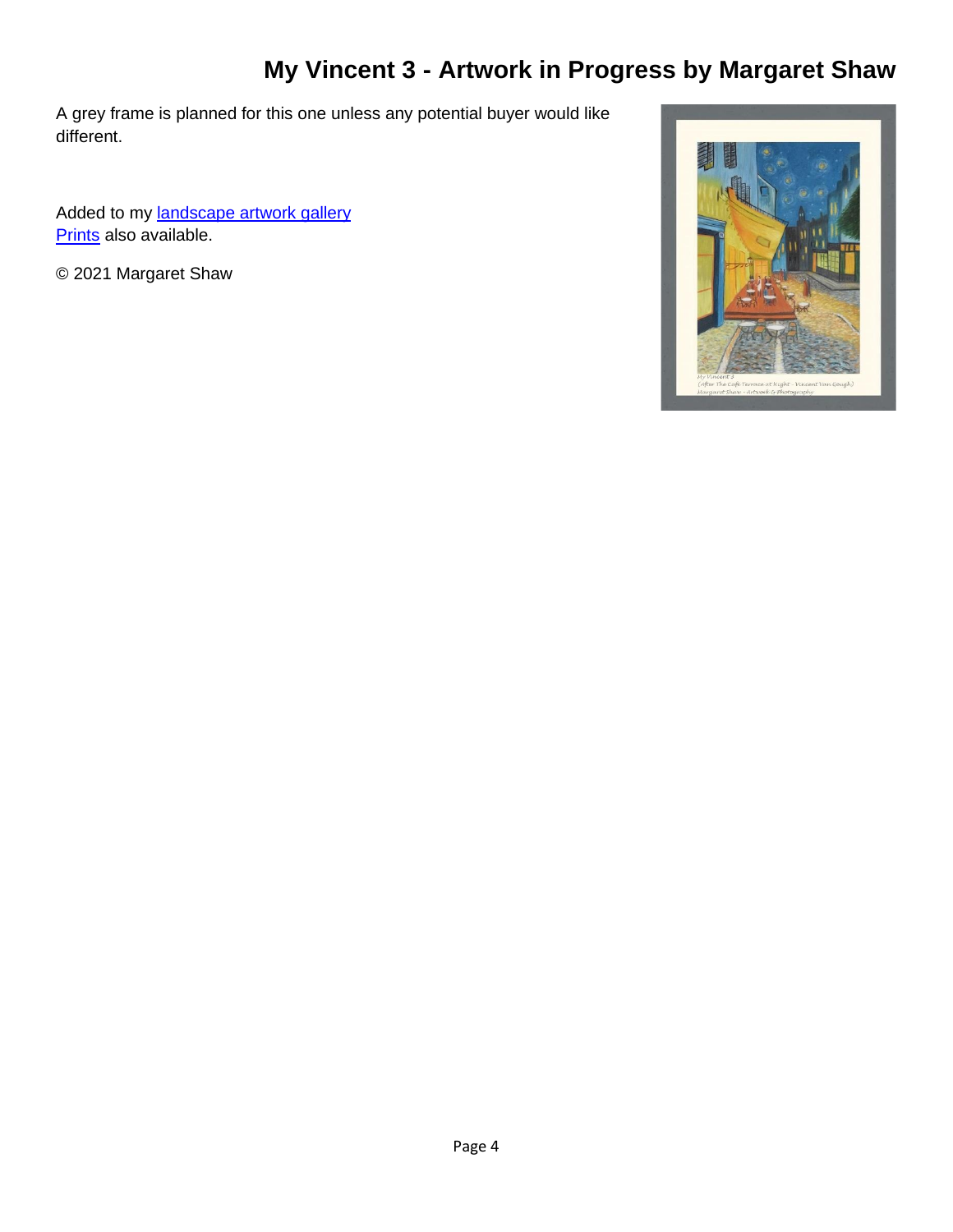# My Vincent 3 - Artwork in Progress by Margaret Shaw

A grey frame is planned for this one unless any potential buyer would like different.

Added to my landscape artwork gallery
Prints also available.

© 2021 Margaret Shaw